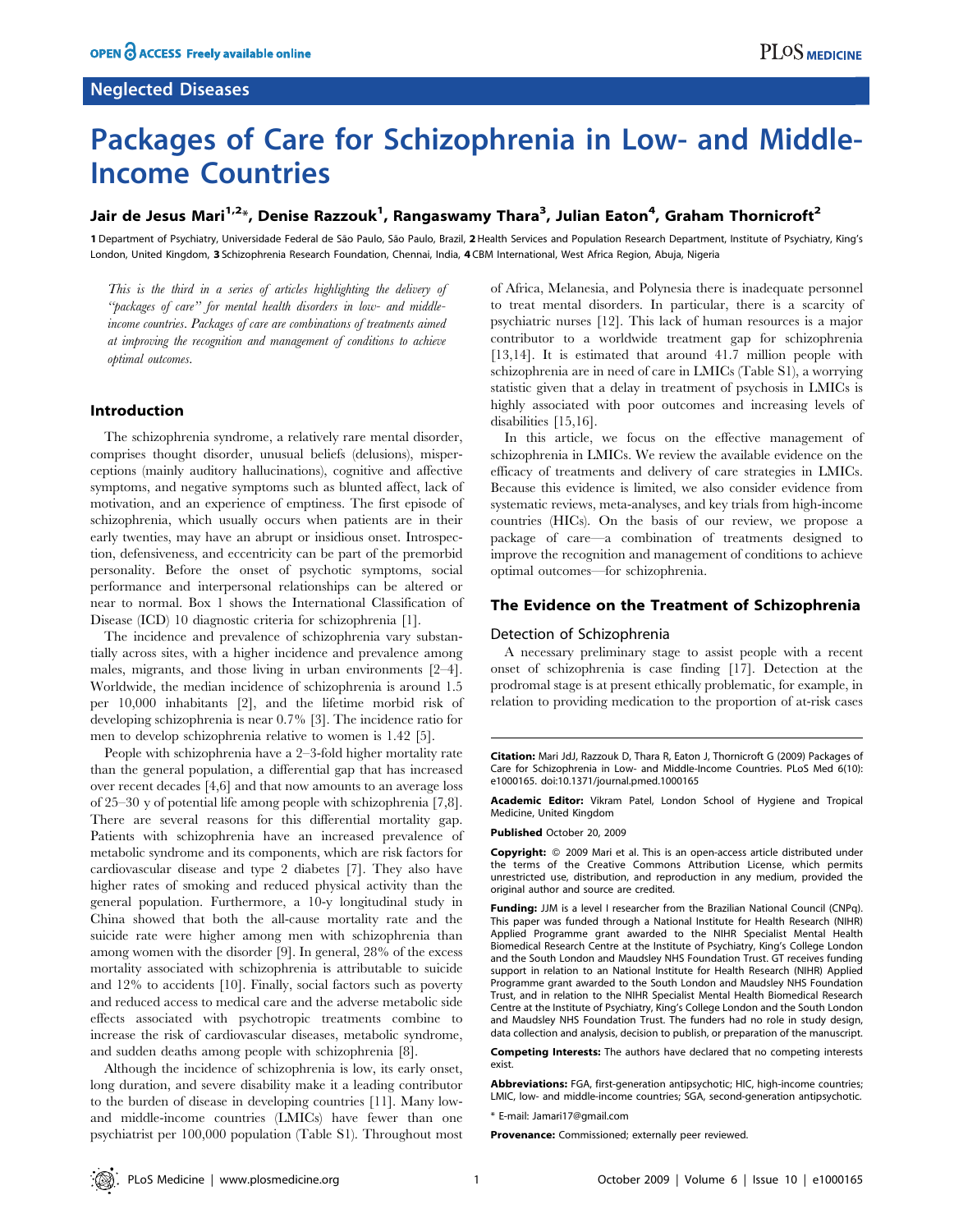Neglected Diseases

# Packages of Care for Schizophrenia in Low- and Middle-Income Countries

**Jair de Jesus Mari[1,2]*, Denise Razzouk[1], Rangaswamy Thara[3], Julian Eaton[4], Graham Thornicroft[2]**

1 Department of Psychiatry, Universidade Federal de São Paulo, São Paulo, Brazil, 2 Health Services and Population Research Department, Institute of Psychiatry, King's London, United Kingdom, 3 Schizophrenia Research Foundation, Chennai, India, 4 CBM International, West Africa Region, Abuja, Nigeria

*This is the third in a series of articles highlighting the delivery of "packages of care" for mental health disorders in low- and middle-income countries. Packages of care are combinations of treatments aimed at improving the recognition and management of conditions to achieve optimal outcomes.*

## Introduction

The schizophrenia syndrome, a relatively rare mental disorder, comprises thought disorder, unusual beliefs (delusions), misperceptions (mainly auditory hallucinations), cognitive and affective symptoms, and negative symptoms such as blunted affect, lack of motivation, and an experience of emptiness. The first episode of schizophrenia, which usually occurs when patients are in their early twenties, may have an abrupt or insidious onset. Introspection, defensiveness, and eccentricity can be part of the premorbid personality. Before the onset of psychotic symptoms, social performance and interpersonal relationships can be altered or near to normal. Box 1 shows the International Classification of Disease (ICD) 10 diagnostic criteria for schizophrenia [1].

The incidence and prevalence of schizophrenia vary substantially across sites, with a higher incidence and prevalence among males, migrants, and those living in urban environments [2–4]. Worldwide, the median incidence of schizophrenia is around 1.5 per 10,000 inhabitants [2], and the lifetime morbid risk of developing schizophrenia is near 0.7% [3]. The incidence ratio for men to develop schizophrenia relative to women is 1.42 [5].

People with schizophrenia have a 2–3-fold higher mortality rate than the general population, a differential gap that has increased over recent decades [4,6] and that now amounts to an average loss of 25–30 y of potential life among people with schizophrenia [7,8]. There are several reasons for this differential mortality gap. Patients with schizophrenia have an increased prevalence of metabolic syndrome and its components, which are risk factors for cardiovascular disease and type 2 diabetes [7]. They also have higher rates of smoking and reduced physical activity than the general population. Furthermore, a 10-y longitudinal study in China showed that both the all-cause mortality rate and the suicide rate were higher among men with schizophrenia than among women with the disorder [9]. In general, 28% of the excess mortality associated with schizophrenia is attributable to suicide and 12% to accidents [10]. Finally, social factors such as poverty and reduced access to medical care and the adverse metabolic side effects associated with psychotropic treatments combine to increase the risk of cardiovascular diseases, metabolic syndrome, and sudden deaths among people with schizophrenia [8].

Although the incidence of schizophrenia is low, its early onset, long duration, and severe disability make it a leading contributor to the burden of disease in developing countries [11]. Many low- and middle-income countries (LMICs) have fewer than one psychiatrist per 100,000 population (Table S1). Throughout most of Africa, Melanesia, and Polynesia there is inadequate personnel to treat mental disorders. In particular, there is a scarcity of psychiatric nurses [12]. This lack of human resources is a major contributor to a worldwide treatment gap for schizophrenia [13,14]. It is estimated that around 41.7 million people with schizophrenia are in need of care in LMICs (Table S1), a worrying statistic given that a delay in treatment of psychosis in LMICs is highly associated with poor outcomes and increasing levels of disabilities [15,16].

In this article, we focus on the effective management of schizophrenia in LMICs. We review the available evidence on the efficacy of treatments and delivery of care strategies in LMICs. Because this evidence is limited, we also consider evidence from systematic reviews, meta-analyses, and key trials from high-income countries (HICs). On the basis of our review, we propose a package of care—a combination of treatments designed to improve the recognition and management of conditions to achieve optimal outcomes—for schizophrenia.

## The Evidence on the Treatment of Schizophrenia

### Detection of Schizophrenia

A necessary preliminary stage to assist people with a recent onset of schizophrenia is case finding [17]. Detection at the prodromal stage is at present ethically problematic, for example, in relation to providing medication to the proportion of at-risk cases

---

**Citation:** Mari JdJ, Razzouk D, Thara R, Eaton J, Thornicroft G (2009) Packages of Care for Schizophrenia in Low- and Middle-Income Countries. PLoS Med 6(10): e1000165. doi:10.1371/journal.pmed.1000165

**Academic Editor:** Vikram Patel, London School of Hygiene and Tropical Medicine, United Kingdom

**Published** October 20, 2009

**Copyright:** © 2009 Mari et al. This is an open-access article distributed under the terms of the Creative Commons Attribution License, which permits unrestricted use, distribution, and reproduction in any medium, provided the original author and source are credited.

**Funding:** JJM is a level I researcher from the Brazilian National Council (CNPq). This paper was funded through a National Institute for Health Research (NIHR) Applied Programme grant awarded to the NIHR Specialist Mental Health Biomedical Research Centre at the Institute of Psychiatry, King's College London and the South London and Maudsley NHS Foundation Trust. GT receives funding support in relation to an National Institute for Health Research (NIHR) Applied Programme grant awarded to the South London and Maudsley NHS Foundation Trust, and in relation to the NIHR Specialist Mental Health Biomedical Research Centre at the Institute of Psychiatry, King's College London and the South London and Maudsley NHS Foundation Trust. The funders had no role in study design, data collection and analysis, decision to publish, or preparation of the manuscript.

**Competing Interests:** The authors have declared that no competing interests exist.

**Abbreviations:** FGA, first-generation antipsychotic; HIC, high-income countries; LMIC, low- and middle-income countries; SGA, second-generation antipsychotic.

* E-mail: Jamari17@gmail.com

**Provenance:** Commissioned; externally peer reviewed.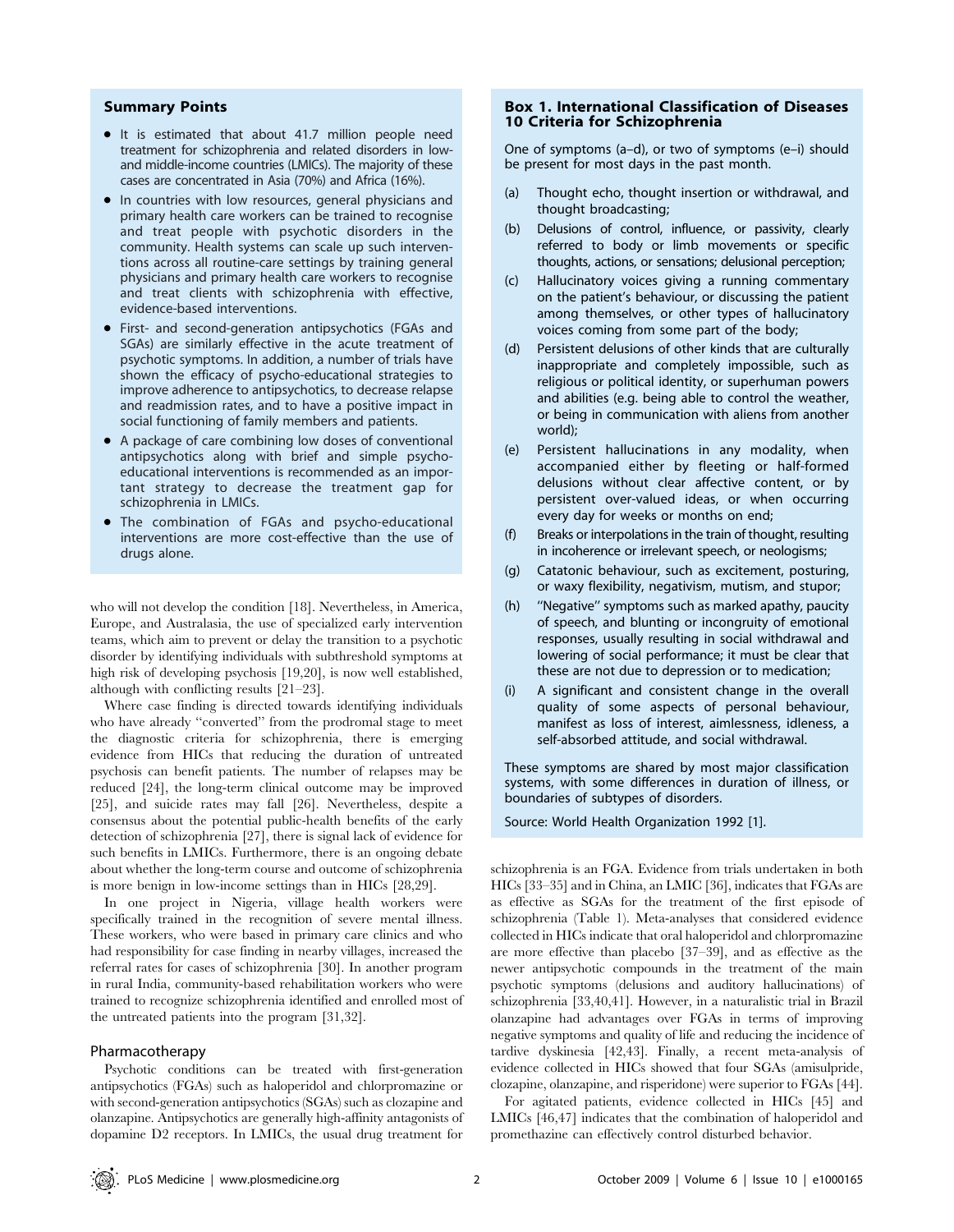### Summary Points

- It is estimated that about 41.7 million people need treatment for schizophrenia and related disorders in low- and middle-income countries (LMICs). The majority of these cases are concentrated in Asia (70%) and Africa (16%).
- In countries with low resources, general physicians and primary health care workers can be trained to recognise and treat people with psychotic disorders in the community. Health systems can scale up such interventions across all routine-care settings by training general physicians and primary health care workers to recognise and treat clients with schizophrenia with effective, evidence-based interventions.
- First- and second-generation antipsychotics (FGAs and SGAs) are similarly effective in the acute treatment of psychotic symptoms. In addition, a number of trials have shown the efficacy of psycho-educational strategies to improve adherence to antipsychotics, to decrease relapse and readmission rates, and to have a positive impact in social functioning of family members and patients.
- A package of care combining low doses of conventional antipsychotics along with brief and simple psycho-educational interventions is recommended as an important strategy to decrease the treatment gap for schizophrenia in LMICs.
- The combination of FGAs and psycho-educational interventions are more cost-effective than the use of drugs alone.

who will not develop the condition [18]. Nevertheless, in America, Europe, and Australasia, the use of specialized early intervention teams, which aim to prevent or delay the transition to a psychotic disorder by identifying individuals with subthreshold symptoms at high risk of developing psychosis [19,20], is now well established, although with conflicting results [21–23].

Where case finding is directed towards identifying individuals who have already ''converted'' from the prodromal stage to meet the diagnostic criteria for schizophrenia, there is emerging evidence from HICs that reducing the duration of untreated psychosis can benefit patients. The number of relapses may be reduced [24], the long-term clinical outcome may be improved [25], and suicide rates may fall [26]. Nevertheless, despite a consensus about the potential public-health benefits of the early detection of schizophrenia [27], there is signal lack of evidence for such benefits in LMICs. Furthermore, there is an ongoing debate about whether the long-term course and outcome of schizophrenia is more benign in low-income settings than in HICs [28,29].

In one project in Nigeria, village health workers were specifically trained in the recognition of severe mental illness. These workers, who were based in primary care clinics and who had responsibility for case finding in nearby villages, increased the referral rates for cases of schizophrenia [30]. In another program in rural India, community-based rehabilitation workers who were trained to recognize schizophrenia identified and enrolled most of the untreated patients into the program [31,32].

### Box 1. International Classification of Diseases 10 Criteria for Schizophrenia

One of symptoms (a–d), or two of symptoms (e–i) should be present for most days in the past month.

(a) Thought echo, thought insertion or withdrawal, and thought broadcasting;

(b) Delusions of control, influence, or passivity, clearly referred to body or limb movements or specific thoughts, actions, or sensations; delusional perception;

(c) Hallucinatory voices giving a running commentary on the patient's behaviour, or discussing the patient among themselves, or other types of hallucinatory voices coming from some part of the body;

(d) Persistent delusions of other kinds that are culturally inappropriate and completely impossible, such as religious or political identity, or superhuman powers and abilities (e.g. being able to control the weather, or being in communication with aliens from another world);

(e) Persistent hallucinations in any modality, when accompanied either by fleeting or half-formed delusions without clear affective content, or by persistent over-valued ideas, or when occurring every day for weeks or months on end;

(f) Breaks or interpolations in the train of thought, resulting in incoherence or irrelevant speech, or neologisms;

(g) Catatonic behaviour, such as excitement, posturing, or waxy flexibility, negativism, mutism, and stupor;

(h) ''Negative'' symptoms such as marked apathy, paucity of speech, and blunting or incongruity of emotional responses, usually resulting in social withdrawal and lowering of social performance; it must be clear that these are not due to depression or to medication;

(i) A significant and consistent change in the overall quality of some aspects of personal behaviour, manifest as loss of interest, aimlessness, idleness, a self-absorbed attitude, and social withdrawal.

These symptoms are shared by most major classification systems, with some differences in duration of illness, or boundaries of subtypes of disorders.

Source: World Health Organization 1992 [1].

## Pharmacotherapy

Psychotic conditions can be treated with first-generation antipsychotics (FGAs) such as haloperidol and chlorpromazine or with second-generation antipsychotics (SGAs) such as clozapine and olanzapine. Antipsychotics are generally high-affinity antagonists of dopamine D2 receptors. In LMICs, the usual drug treatment for schizophrenia is an FGA. Evidence from trials undertaken in both HICs [33–35] and in China, an LMIC [36], indicates that FGAs are as effective as SGAs for the treatment of the first episode of schizophrenia (Table 1). Meta-analyses that considered evidence collected in HICs indicate that oral haloperidol and chlorpromazine are more effective than placebo [37–39], and as effective as the newer antipsychotic compounds in the treatment of the main psychotic symptoms (delusions and auditory hallucinations) of schizophrenia [33,40,41]. However, in a naturalistic trial in Brazil olanzapine had advantages over FGAs in terms of improving negative symptoms and quality of life and reducing the incidence of tardive dyskinesia [42,43]. Finally, a recent meta-analysis of evidence collected in HICs showed that four SGAs (amisulpride, clozapine, olanzapine, and risperidone) were superior to FGAs [44].

For agitated patients, evidence collected in HICs [45] and LMICs [46,47] indicates that the combination of haloperidol and promethazine can effectively control disturbed behavior.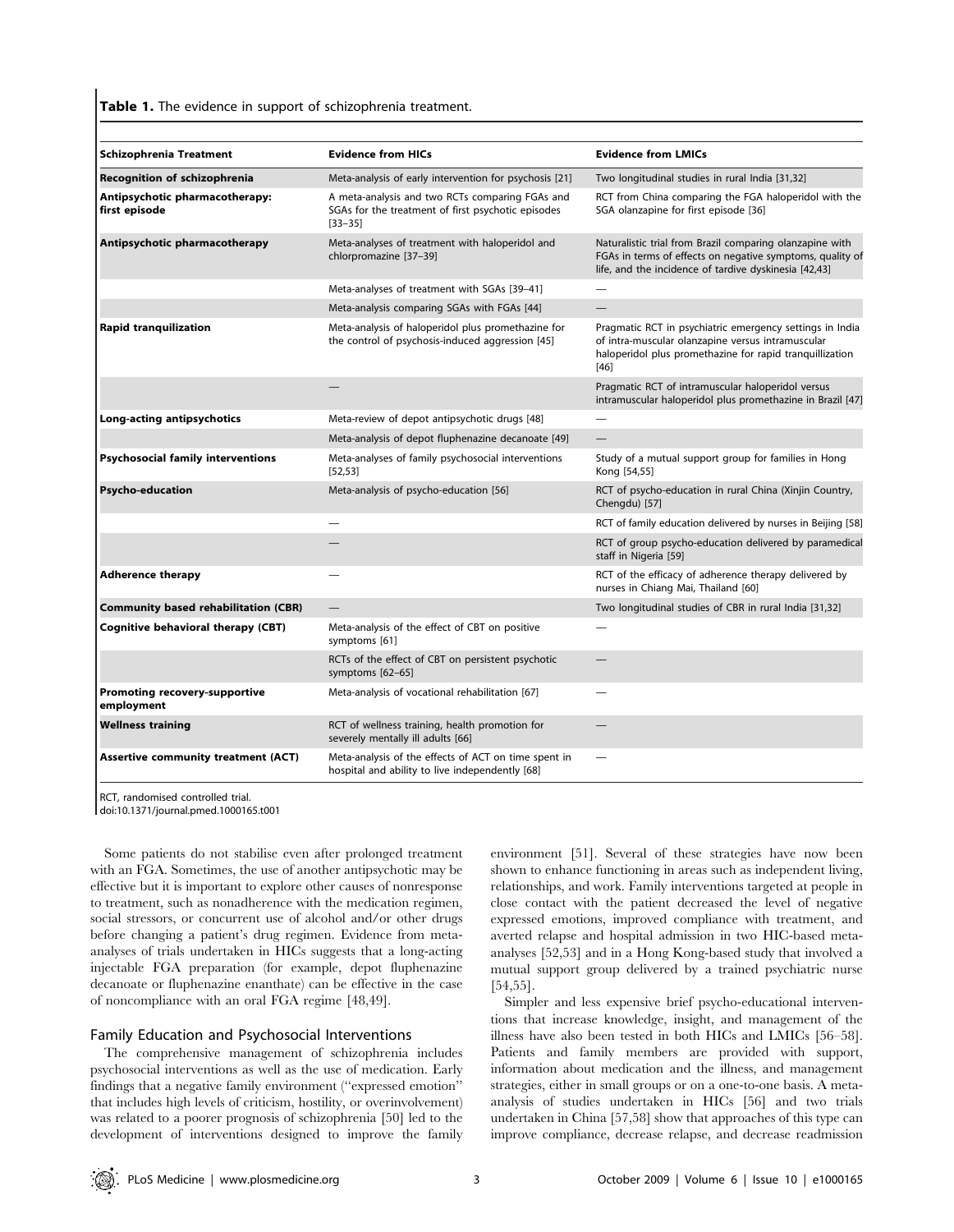**Table 1.** The evidence in support of schizophrenia treatment.

| Schizophrenia Treatment | Evidence from HICs | Evidence from LMICs |
|---|---|---|
| **Recognition of schizophrenia** | Meta-analysis of early intervention for psychosis [21] | Two longitudinal studies in rural India [31,32] |
| **Antipsychotic pharmacotherapy: first episode** | A meta-analysis and two RCTs comparing FGAs and SGAs for the treatment of first psychotic episodes [33–35] | RCT from China comparing the FGA haloperidol with the SGA olanzapine for first episode [36] |
| **Antipsychotic pharmacotherapy** | Meta-analyses of treatment with haloperidol and chlorpromazine [37–39] | Naturalistic trial from Brazil comparing olanzapine with FGAs in terms of effects on negative symptoms, quality of life, and the incidence of tardive dyskinesia [42,43] |
| | Meta-analyses of treatment with SGAs [39–41] | — |
| | Meta-analysis comparing SGAs with FGAs [44] | — |
| **Rapid tranquilization** | Meta-analysis of haloperidol plus promethazine for the control of psychosis-induced aggression [45] | Pragmatic RCT in psychiatric emergency settings in India of intra-muscular olanzapine versus intramuscular haloperidol plus promethazine for rapid tranquillization [46] |
| | — | Pragmatic RCT of intramuscular haloperidol versus intramuscular haloperidol plus promethazine in Brazil [47] |
| **Long-acting antipsychotics** | Meta-review of depot antipsychotic drugs [48] | — |
| | Meta-analysis of depot fluphenazine decanoate [49] | — |
| **Psychosocial family interventions** | Meta-analyses of family psychosocial interventions [52,53] | Study of a mutual support group for families in Hong Kong [54,55] |
| **Psycho-education** | Meta-analysis of psycho-education [56] | RCT of psycho-education in rural China (Xinjin Country, Chengdu) [57] |
| | — | RCT of family education delivered by nurses in Beijing [58] |
| | — | RCT of group psycho-education delivered by paramedical staff in Nigeria [59] |
| **Adherence therapy** | — | RCT of the efficacy of adherence therapy delivered by nurses in Chiang Mai, Thailand [60] |
| **Community based rehabilitation (CBR)** | — | Two longitudinal studies of CBR in rural India [31,32] |
| **Cognitive behavioral therapy (CBT)** | Meta-analysis of the effect of CBT on positive symptoms [61] | — |
| | RCTs of the effect of CBT on persistent psychotic symptoms [62–65] | — |
| **Promoting recovery-supportive employment** | Meta-analysis of vocational rehabilitation [67] | — |
| **Wellness training** | RCT of wellness training, health promotion for severely mentally ill adults [66] | — |
| **Assertive community treatment (ACT)** | Meta-analysis of the effects of ACT on time spent in hospital and ability to live independently [68] | — |

RCT, randomised controlled trial.
doi:10.1371/journal.pmed.1000165.t001

Some patients do not stabilise even after prolonged treatment with an FGA. Sometimes, the use of another antipsychotic may be effective but it is important to explore other causes of nonresponse to treatment, such as nonadherence with the medication regimen, social stressors, or concurrent use of alcohol and/or other drugs before changing a patient's drug regimen. Evidence from meta-analyses of trials undertaken in HICs suggests that a long-acting injectable FGA preparation (for example, depot fluphenazine decanoate or fluphenazine enanthate) can be effective in the case of noncompliance with an oral FGA regime [48,49].

## Family Education and Psychosocial Interventions

The comprehensive management of schizophrenia includes psychosocial interventions as well as the use of medication. Early findings that a negative family environment ("expressed emotion" that includes high levels of criticism, hostility, or overinvolvement) was related to a poorer prognosis of schizophrenia [50] led to the development of interventions designed to improve the family environment [51]. Several of these strategies have now been shown to enhance functioning in areas such as independent living, relationships, and work. Family interventions targeted at people in close contact with the patient decreased the level of negative expressed emotions, improved compliance with treatment, and averted relapse and hospital admission in two HIC-based meta-analyses [52,53] and in a Hong Kong-based study that involved a mutual support group delivered by a trained psychiatric nurse [54,55].

Simpler and less expensive brief psycho-educational interventions that increase knowledge, insight, and management of the illness have also been tested in both HICs and LMICs [56–58]. Patients and family members are provided with support, information about medication and the illness, and management strategies, either in small groups or on a one-to-one basis. A meta-analysis of studies undertaken in HICs [56] and two trials undertaken in China [57,58] show that approaches of this type can improve compliance, decrease relapse, and decrease readmission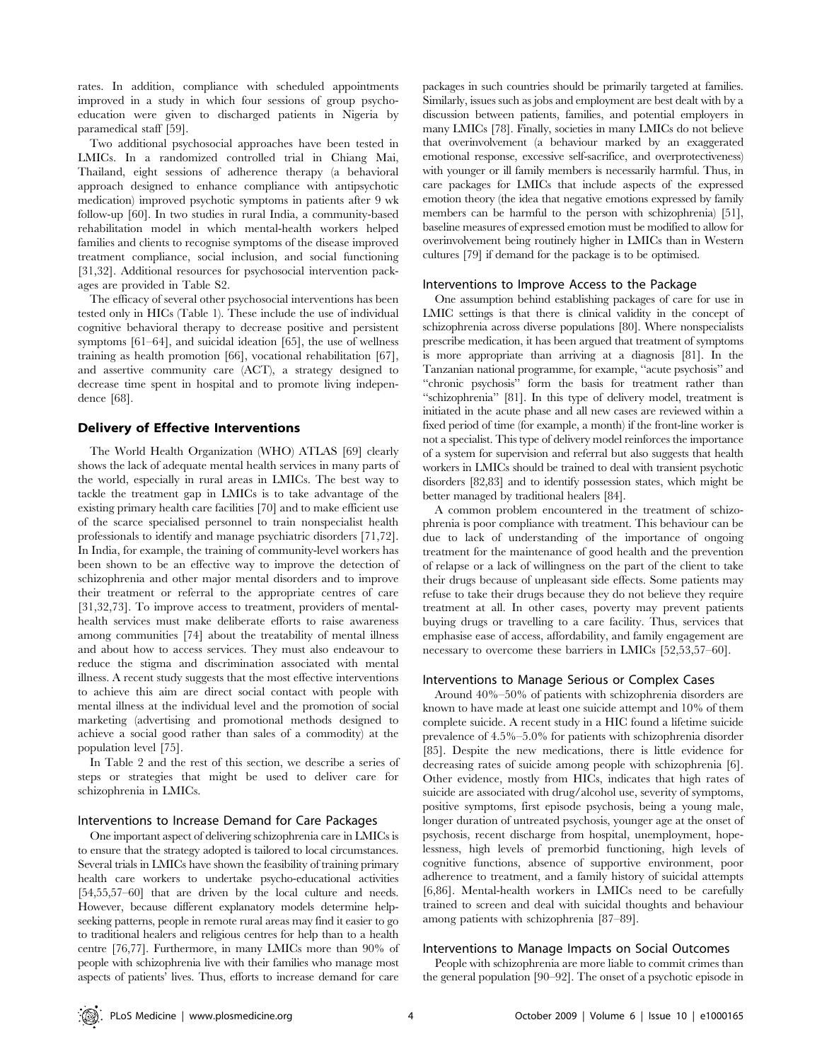rates. In addition, compliance with scheduled appointments improved in a study in which four sessions of group psychoeducation were given to discharged patients in Nigeria by paramedical staff [59].

Two additional psychosocial approaches have been tested in LMICs. In a randomized controlled trial in Chiang Mai, Thailand, eight sessions of adherence therapy (a behavioral approach designed to enhance compliance with antipsychotic medication) improved psychotic symptoms in patients after 9 wk follow-up [60]. In two studies in rural India, a community-based rehabilitation model in which mental-health workers helped families and clients to recognise symptoms of the disease improved treatment compliance, social inclusion, and social functioning [31,32]. Additional resources for psychosocial intervention packages are provided in Table S2.

The efficacy of several other psychosocial interventions has been tested only in HICs (Table 1). These include the use of individual cognitive behavioral therapy to decrease positive and persistent symptoms [61–64], and suicidal ideation [65], the use of wellness training as health promotion [66], vocational rehabilitation [67], and assertive community care (ACT), a strategy designed to decrease time spent in hospital and to promote living independence [68].

## Delivery of Effective Interventions

The World Health Organization (WHO) ATLAS [69] clearly shows the lack of adequate mental health services in many parts of the world, especially in rural areas in LMICs. The best way to tackle the treatment gap in LMICs is to take advantage of the existing primary health care facilities [70] and to make efficient use of the scarce specialised personnel to train nonspecialist health professionals to identify and manage psychiatric disorders [71,72]. In India, for example, the training of community-level workers has been shown to be an effective way to improve the detection of schizophrenia and other major mental disorders and to improve their treatment or referral to the appropriate centres of care [31,32,73]. To improve access to treatment, providers of mental-health services must make deliberate efforts to raise awareness among communities [74] about the treatability of mental illness and about how to access services. They must also endeavour to reduce the stigma and discrimination associated with mental illness. A recent study suggests that the most effective interventions to achieve this aim are direct social contact with people with mental illness at the individual level and the promotion of social marketing (advertising and promotional methods designed to achieve a social good rather than sales of a commodity) at the population level [75].

In Table 2 and the rest of this section, we describe a series of steps or strategies that might be used to deliver care for schizophrenia in LMICs.

### Interventions to Increase Demand for Care Packages

One important aspect of delivering schizophrenia care in LMICs is to ensure that the strategy adopted is tailored to local circumstances. Several trials in LMICs have shown the feasibility of training primary health care workers to undertake psycho-educational activities [54,55,57–60] that are driven by the local culture and needs. However, because different explanatory models determine help-seeking patterns, people in remote rural areas may find it easier to go to traditional healers and religious centres for help than to a health centre [76,77]. Furthermore, in many LMICs more than 90% of people with schizophrenia live with their families who manage most aspects of patients' lives. Thus, efforts to increase demand for care packages in such countries should be primarily targeted at families. Similarly, issues such as jobs and employment are best dealt with by a discussion between patients, families, and potential employers in many LMICs [78]. Finally, societies in many LMICs do not believe that overinvolvement (a behaviour marked by an exaggerated emotional response, excessive self-sacrifice, and overprotectiveness) with younger or ill family members is necessarily harmful. Thus, in care packages for LMICs that include aspects of the expressed emotion theory (the idea that negative emotions expressed by family members can be harmful to the person with schizophrenia) [51], baseline measures of expressed emotion must be modified to allow for overinvolvement being routinely higher in LMICs than in Western cultures [79] if demand for the package is to be optimised.

### Interventions to Improve Access to the Package

One assumption behind establishing packages of care for use in LMIC settings is that there is clinical validity in the concept of schizophrenia across diverse populations [80]. Where nonspecialists prescribe medication, it has been argued that treatment of symptoms is more appropriate than arriving at a diagnosis [81]. In the Tanzanian national programme, for example, "acute psychosis" and "chronic psychosis" form the basis for treatment rather than "schizophrenia" [81]. In this type of delivery model, treatment is initiated in the acute phase and all new cases are reviewed within a fixed period of time (for example, a month) if the front-line worker is not a specialist. This type of delivery model reinforces the importance of a system for supervision and referral but also suggests that health workers in LMICs should be trained to deal with transient psychotic disorders [82,83] and to identify possession states, which might be better managed by traditional healers [84].

A common problem encountered in the treatment of schizophrenia is poor compliance with treatment. This behaviour can be due to lack of understanding of the importance of ongoing treatment for the maintenance of good health and the prevention of relapse or a lack of willingness on the part of the client to take their drugs because of unpleasant side effects. Some patients may refuse to take their drugs because they do not believe they require treatment at all. In other cases, poverty may prevent patients buying drugs or travelling to a care facility. Thus, services that emphasise ease of access, affordability, and family engagement are necessary to overcome these barriers in LMICs [52,53,57–60].

### Interventions to Manage Serious or Complex Cases

Around 40%–50% of patients with schizophrenia disorders are known to have made at least one suicide attempt and 10% of them complete suicide. A recent study in a HIC found a lifetime suicide prevalence of 4.5%–5.0% for patients with schizophrenia disorder [85]. Despite the new medications, there is little evidence for decreasing rates of suicide among people with schizophrenia [6]. Other evidence, mostly from HICs, indicates that high rates of suicide are associated with drug/alcohol use, severity of symptoms, positive symptoms, first episode psychosis, being a young male, longer duration of untreated psychosis, younger age at the onset of psychosis, recent discharge from hospital, unemployment, hopelessness, high levels of premorbid functioning, high levels of cognitive functions, absence of supportive environment, poor adherence to treatment, and a family history of suicidal attempts [6,86]. Mental-health workers in LMICs need to be carefully trained to screen and deal with suicidal thoughts and behaviour among patients with schizophrenia [87–89].

### Interventions to Manage Impacts on Social Outcomes

People with schizophrenia are more liable to commit crimes than the general population [90–92]. The onset of a psychotic episode in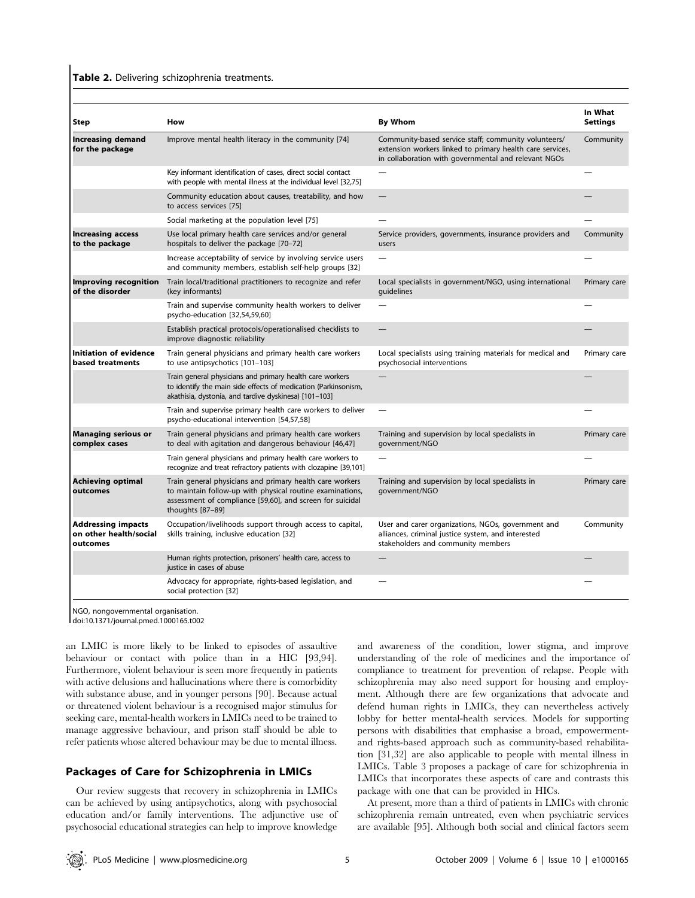**Table 2.** Delivering schizophrenia treatments.

| Step | How | By Whom | In What Settings |
|---|---|---|---|
| **Increasing demand for the package** | Improve mental health literacy in the community [74] | Community-based service staff; community volunteers/ extension workers linked to primary health care services, in collaboration with governmental and relevant NGOs | Community |
| | Key informant identification of cases, direct social contact with people with mental illness at the individual level [32,75] | — | — |
| | Community education about causes, treatability, and how to access services [75] | — | — |
| | Social marketing at the population level [75] | — | — |
| **Increasing access to the package** | Use local primary health care services and/or general hospitals to deliver the package [70–72] | Service providers, governments, insurance providers and users | Community |
| | Increase acceptability of service by involving service users and community members, establish self-help groups [32] | — | — |
| **Improving recognition of the disorder** | Train local/traditional practitioners to recognize and refer (key informants) | Local specialists in government/NGO, using international guidelines | Primary care |
| | Train and supervise community health workers to deliver psycho-education [32,54,59,60] | — | — |
| | Establish practical protocols/operationalised checklists to improve diagnostic reliability | — | — |
| **Initiation of evidence based treatments** | Train general physicians and primary health care workers to use antipsychotics [101–103] | Local specialists using training materials for medical and psychosocial interventions | Primary care |
| | Train general physicians and primary health care workers to identify the main side effects of medication (Parkinsonism, akathisia, dystonia, and tardive dyskinesa) [101–103] | — | — |
| | Train and supervise primary health care workers to deliver psycho-educational intervention [54,57,58] | — | — |
| **Managing serious or complex cases** | Train general physicians and primary health care workers to deal with agitation and dangerous behaviour [46,47] | Training and supervision by local specialists in government/NGO | Primary care |
| | Train general physicians and primary health care workers to recognize and treat refractory patients with clozapine [39,101] | — | — |
| **Achieving optimal outcomes** | Train general physicians and primary health care workers to maintain follow-up with physical routine examinations, assessment of compliance [59,60], and screen for suicidal thoughts [87–89] | Training and supervision by local specialists in government/NGO | Primary care |
| **Addressing impacts on other health/social outcomes** | Occupation/livelihoods support through access to capital, skills training, inclusive education [32] | User and carer organizations, NGOs, government and alliances, criminal justice system, and interested stakeholders and community members | Community |
| | Human rights protection, prisoners' health care, access to justice in cases of abuse | — | — |
| | Advocacy for appropriate, rights-based legislation, and social protection [32] | — | — |

NGO, nongovernmental organisation.
doi:10.1371/journal.pmed.1000165.t002

an LMIC is more likely to be linked to episodes of assaultive behaviour or contact with police than in a HIC [93,94]. Furthermore, violent behaviour is seen more frequently in patients with active delusions and hallucinations where there is comorbidity with substance abuse, and in younger persons [90]. Because actual or threatened violent behaviour is a recognised major stimulus for seeking care, mental-health workers in LMICs need to be trained to manage aggressive behaviour, and prison staff should be able to refer patients whose altered behaviour may be due to mental illness.

## Packages of Care for Schizophrenia in LMICs

Our review suggests that recovery in schizophrenia in LMICs can be achieved by using antipsychotics, along with psychosocial education and/or family interventions. The adjunctive use of psychosocial educational strategies can help to improve knowledge and awareness of the condition, lower stigma, and improve understanding of the role of medicines and the importance of compliance to treatment for prevention of relapse. People with schizophrenia may also need support for housing and employment. Although there are few organizations that advocate and defend human rights in LMICs, they can nevertheless actively lobby for better mental-health services. Models for supporting persons with disabilities that emphasise a broad, empowerment- and rights-based approach such as community-based rehabilitation [31,32] are also applicable to people with mental illness in LMICs. Table 3 proposes a package of care for schizophrenia in LMICs that incorporates these aspects of care and contrasts this package with one that can be provided in HICs.

At present, more than a third of patients in LMICs with chronic schizophrenia remain untreated, even when psychiatric services are available [95]. Although both social and clinical factors seem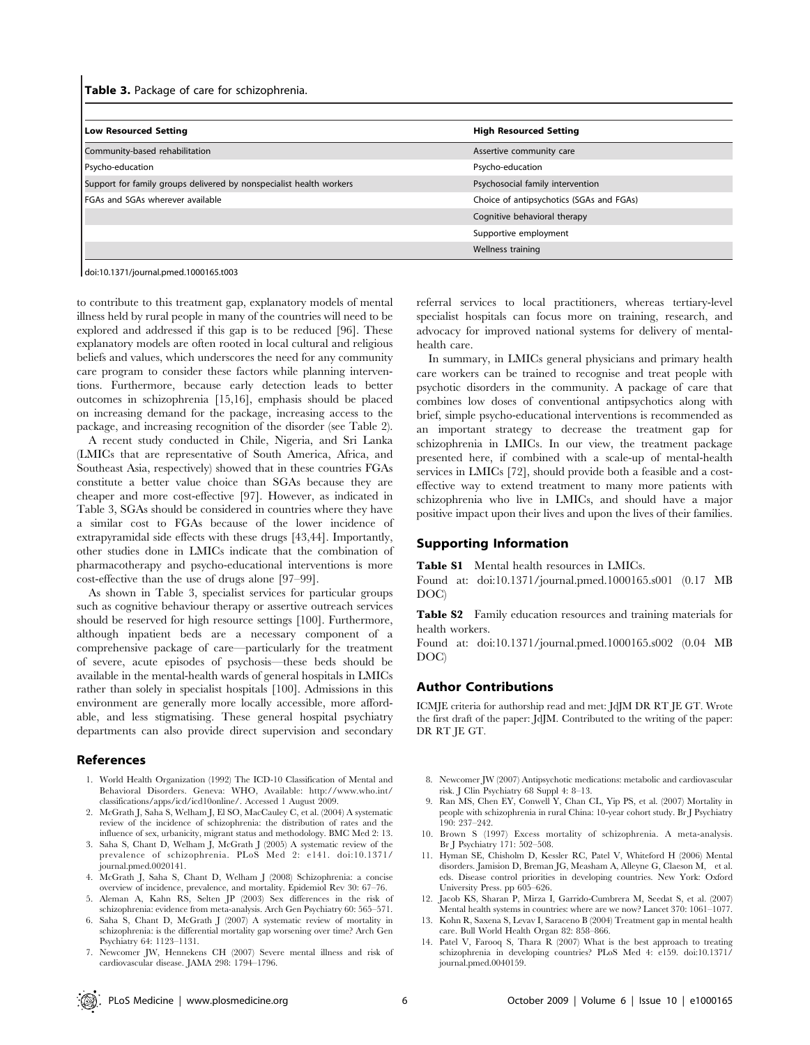**Table 3.** Package of care for schizophrenia.

| Low Resourced Setting | High Resourced Setting |
| --- | --- |
| Community-based rehabilitation | Assertive community care |
| Psycho-education | Psycho-education |
| Support for family groups delivered by nonspecialist health workers | Psychosocial family intervention |
| FGAs and SGAs wherever available | Choice of antipsychotics (SGAs and FGAs) |
| | Cognitive behavioral therapy |
| | Supportive employment |
| | Wellness training |

doi:10.1371/journal.pmed.1000165.t003

to contribute to this treatment gap, explanatory models of mental illness held by rural people in many of the countries will need to be explored and addressed if this gap is to be reduced [96]. These explanatory models are often rooted in local cultural and religious beliefs and values, which underscores the need for any community care program to consider these factors while planning interventions. Furthermore, because early detection leads to better outcomes in schizophrenia [15,16], emphasis should be placed on increasing demand for the package, increasing access to the package, and increasing recognition of the disorder (see Table 2).

A recent study conducted in Chile, Nigeria, and Sri Lanka (LMICs that are representative of South America, Africa, and Southeast Asia, respectively) showed that in these countries FGAs constitute a better value choice than SGAs because they are cheaper and more cost-effective [97]. However, as indicated in Table 3, SGAs should be considered in countries where they have a similar cost to FGAs because of the lower incidence of extrapyramidal side effects with these drugs [43,44]. Importantly, other studies done in LMICs indicate that the combination of pharmacotherapy and psycho-educational interventions is more cost-effective than the use of drugs alone [97–99].

As shown in Table 3, specialist services for particular groups such as cognitive behaviour therapy or assertive outreach services should be reserved for high resource settings [100]. Furthermore, although inpatient beds are a necessary component of a comprehensive package of care—particularly for the treatment of severe, acute episodes of psychosis—these beds should be available in the mental-health wards of general hospitals in LMICs rather than solely in specialist hospitals [100]. Admissions in this environment are generally more locally accessible, more affordable, and less stigmatising. These general hospital psychiatry departments can also provide direct supervision and secondary referral services to local practitioners, whereas tertiary-level specialist hospitals can focus more on training, research, and advocacy for improved national systems for delivery of mental-health care.

In summary, in LMICs general physicians and primary health care workers can be trained to recognise and treat people with psychotic disorders in the community. A package of care that combines low doses of conventional antipsychotics along with brief, simple psycho-educational interventions is recommended as an important strategy to decrease the treatment gap for schizophrenia in LMICs. In our view, the treatment package presented here, if combined with a scale-up of mental-health services in LMICs [72], should provide both a feasible and a cost-effective way to extend treatment to many more patients with schizophrenia who live in LMICs, and should have a major positive impact upon their lives and upon the lives of their families.

## Supporting Information

**Table S1** Mental health resources in LMICs.
Found at: doi:10.1371/journal.pmed.1000165.s001 (0.17 MB DOC)

**Table S2** Family education resources and training materials for health workers.
Found at: doi:10.1371/journal.pmed.1000165.s002 (0.04 MB DOC)

## Author Contributions

ICMJE criteria for authorship read and met: JdJM DR RT JE GT. Wrote the first draft of the paper: JdJM. Contributed to the writing of the paper: DR RT JE GT.

## References

1. World Health Organization (1992) The ICD-10 Classification of Mental and Behavioral Disorders. Geneva: WHO, Available: http://www.who.int/classifications/apps/icd/icd10online/. Accessed 1 August 2009.
2. McGrath J, Saha S, Welham J, El SO, MacCauley C, et al. (2004) A systematic review of the incidence of schizophrenia: the distribution of rates and the influence of sex, urbanicity, migrant status and methodology. BMC Med 2: 13.
3. Saha S, Chant D, Welham J, McGrath J (2005) A systematic review of the prevalence of schizophrenia. PLoS Med 2: e141. doi:10.1371/journal.pmed.0020141.
4. McGrath J, Saha S, Chant D, Welham J (2008) Schizophrenia: a concise overview of incidence, prevalence, and mortality. Epidemiol Rev 30: 67–76.
5. Aleman A, Kahn RS, Selten JP (2003) Sex differences in the risk of schizophrenia: evidence from meta-analysis. Arch Gen Psychiatry 60: 565–571.
6. Saha S, Chant D, McGrath J (2007) A systematic review of mortality in schizophrenia: is the differential mortality gap worsening over time? Arch Gen Psychiatry 64: 1123–1131.
7. Newcomer JW, Hennekens CH (2007) Severe mental illness and risk of cardiovascular disease. JAMA 298: 1794–1796.
8. Newcomer JW (2007) Antipsychotic medications: metabolic and cardiovascular risk. J Clin Psychiatry 68 Suppl 4: 8–13.
9. Ran MS, Chen EY, Conwell Y, Chan CL, Yip PS, et al. (2007) Mortality in people with schizophrenia in rural China: 10-year cohort study. Br J Psychiatry 190: 237–242.
10. Brown S (1997) Excess mortality of schizophrenia. A meta-analysis. Br J Psychiatry 171: 502–508.
11. Hyman SE, Chisholm D, Kessler RC, Patel V, Whiteford H (2006) Mental disorders. Jamision D, Breman JG, Measham A, Alleyne G, Claeson M, et al. eds. Disease control priorities in developing countries. New York: Oxford University Press. pp 605–626.
12. Jacob KS, Sharan P, Mirza I, Garrido-Cumbrera M, Seedat S, et al. (2007) Mental health systems in countries: where are we now? Lancet 370: 1061–1077.
13. Kohn R, Saxena S, Levav I, Saraceno B (2004) Treatment gap in mental health care. Bull World Health Organ 82: 858–866.
14. Patel V, Farooq S, Thara R (2007) What is the best approach to treating schizophrenia in developing countries? PLoS Med 4: e159. doi:10.1371/journal.pmed.0040159.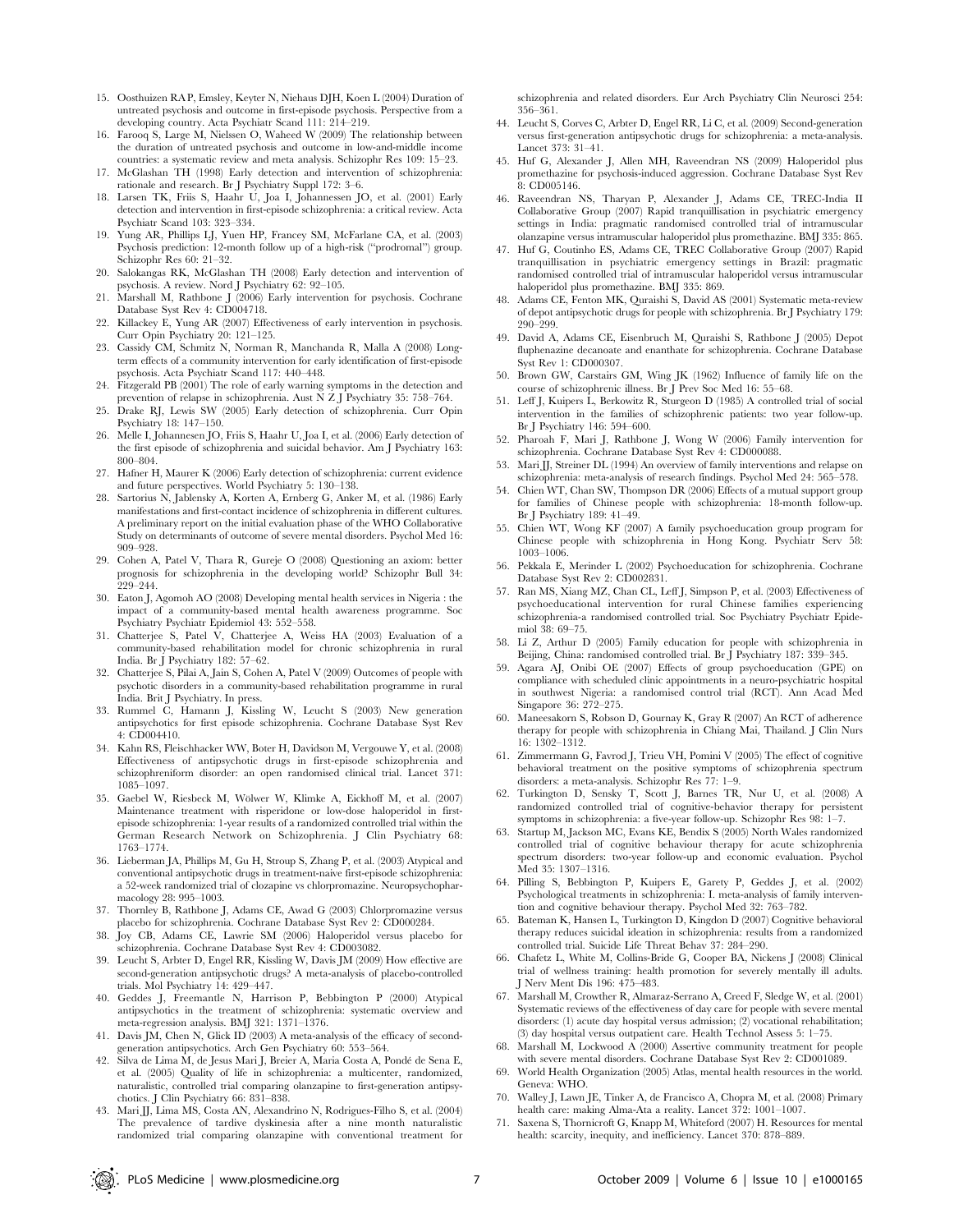15. Oosthuizen RAP, Emsley, Keyter N, Niehaus DJH, Koen L (2004) Duration of untreated psychosis and outcome in first-episode psychosis. Perspective from a developing country. Acta Psychiatr Scand 111: 214–219.
16. Farooq S, Large M, Nielssen O, Waheed W (2009) The relationship between the duration of untreated psychosis and outcome in low-and-middle income countries: a systematic review and meta analysis. Schizophr Res 109: 15–23.
17. McGlashan TH (1998) Early detection and intervention of schizophrenia: rationale and research. Br J Psychiatry Suppl 172: 3–6.
18. Larsen TK, Friis S, Haahr U, Joa I, Johannessen JO, et al. (2001) Early detection and intervention in first-episode schizophrenia: a critical review. Acta Psychiatr Scand 103: 323–334.
19. Yung AR, Phillips LJ, Yuen HP, Francey SM, McFarlane CA, et al. (2003) Psychosis prediction: 12-month follow up of a high-risk ("prodromal") group. Schizophr Res 60: 21–32.
20. Salokangas RK, McGlashan TH (2008) Early detection and intervention of psychosis. A review. Nord J Psychiatry 62: 92–105.
21. Marshall M, Rathbone J (2006) Early intervention for psychosis. Cochrane Database Syst Rev 4: CD004718.
22. Killackey E, Yung AR (2007) Effectiveness of early intervention in psychosis. Curr Opin Psychiatry 20: 121–125.
23. Cassidy CM, Schmitz N, Norman R, Manchanda R, Malla A (2008) Long-term effects of a community intervention for early identification of first-episode psychosis. Acta Psychiatr Scand 117: 440–448.
24. Fitzgerald PB (2001) The role of early warning symptoms in the detection and prevention of relapse in schizophrenia. Aust N Z J Psychiatry 35: 758–764.
25. Drake RJ, Lewis SW (2005) Early detection of schizophrenia. Curr Opin Psychiatry 18: 147–150.
26. Melle I, Johannesen JO, Friis S, Haahr U, Joa I, et al. (2006) Early detection of the first episode of schizophrenia and suicidal behavior. Am J Psychiatry 163: 800–804.
27. Hafner H, Maurer K (2006) Early detection of schizophrenia: current evidence and future perspectives. World Psychiatry 5: 130–138.
28. Sartorius N, Jablensky A, Korten A, Ernberg G, Anker M, et al. (1986) Early manifestations and first-contact incidence of schizophrenia in different cultures. A preliminary report on the initial evaluation phase of the WHO Collaborative Study on determinants of outcome of severe mental disorders. Psychol Med 16: 909–928.
29. Cohen A, Patel V, Thara R, Gureje O (2008) Questioning an axiom: better prognosis for schizophrenia in the developing world? Schizophr Bull 34: 229–244.
30. Eaton J, Agomoh AO (2008) Developing mental health services in Nigeria : the impact of a community-based mental health awareness programme. Soc Psychiatry Psychiatr Epidemiol 43: 552–558.
31. Chatterjee S, Patel V, Chatterjee A, Weiss HA (2003) Evaluation of a community-based rehabilitation model for chronic schizophrenia in rural India. Br J Psychiatry 182: 57–62.
32. Chatterjee S, Pilai A, Jain S, Cohen A, Patel V (2009) Outcomes of people with psychotic disorders in a community-based rehabilitation programme in rural India. Brit J Psychiatry. In press.
33. Rummel C, Hamann J, Kissling W, Leucht S (2003) New generation antipsychotics for first episode schizophrenia. Cochrane Database Syst Rev 4: CD004410.
34. Kahn RS, Fleischhacker WW, Boter H, Davidson M, Vergouwe Y, et al. (2008) Effectiveness of antipsychotic drugs in first-episode schizophrenia and schizophreniform disorder: an open randomised clinical trial. Lancet 371: 1085–1097.
35. Gaebel W, Riesbeck M, Wölwer W, Klimke A, Eickhoff M, et al. (2007) Maintenance treatment with risperidone or low-dose haloperidol in first-episode schizophrenia: 1-year results of a randomized controlled trial within the German Research Network on Schizophrenia. J Clin Psychiatry 68: 1763–1774.
36. Lieberman JA, Phillips M, Gu H, Stroup S, Zhang P, et al. (2003) Atypical and conventional antipsychotic drugs in treatment-naive first-episode schizophrenia: a 52-week randomized trial of clozapine vs chlorpromazine. Neuropsychopharmacology 28: 995–1003.
37. Thornley B, Rathbone J, Adams CE, Awad G (2003) Chlorpromazine versus placebo for schizophrenia. Cochrane Database Syst Rev 2: CD000284.
38. Joy CB, Adams CE, Lawrie SM (2006) Haloperidol versus placebo for schizophrenia. Cochrane Database Syst Rev 4: CD003082.
39. Leucht S, Arbter D, Engel RR, Kissling W, Davis JM (2009) How effective are second-generation antipsychotic drugs? A meta-analysis of placebo-controlled trials. Mol Psychiatry 14: 429–447.
40. Geddes J, Freemantle N, Harrison P, Bebbington P (2000) Atypical antipsychotics in the treatment of schizophrenia: systematic overview and meta-regression analysis. BMJ 321: 1371–1376.
41. Davis JM, Chen N, Glick ID (2003) A meta-analysis of the efficacy of second-generation antipsychotics. Arch Gen Psychiatry 60: 553–564.
42. Silva de Lima M, de Jesus Mari J, Breier A, Maria Costa A, Pondé de Sena E, et al. (2005) Quality of life in schizophrenia: a multicenter, randomized, naturalistic, controlled trial comparing olanzapine to first-generation antipsychotics. J Clin Psychiatry 66: 831–838.
43. Mari JJ, Lima MS, Costa AN, Alexandrino N, Rodrigues-Filho S, et al. (2004) The prevalence of tardive dyskinesia after a nine month naturalistic randomized trial comparing olanzapine with conventional treatment for schizophrenia and related disorders. Eur Arch Psychiatry Clin Neurosci 254: 356–361.
44. Leucht S, Corves C, Arbter D, Engel RR, Li C, et al. (2009) Second-generation versus first-generation antipsychotic drugs for schizophrenia: a meta-analysis. Lancet 373: 31–41.
45. Huf G, Alexander J, Allen MH, Raveendran NS (2009) Haloperidol plus promethazine for psychosis-induced aggression. Cochrane Database Syst Rev 8: CD005146.
46. Raveendran NS, Tharyan P, Alexander J, Adams CE, TREC-India II Collaborative Group (2007) Rapid tranquillisation in psychiatric emergency settings in India: pragmatic randomised controlled trial of intramuscular olanzapine versus intramuscular haloperidol plus promethazine. BMJ 335: 865.
47. Huf G, Coutinho ES, Adams CE, TREC Collaborative Group (2007) Rapid tranquillisation in psychiatric emergency settings in Brazil: pragmatic randomised controlled trial of intramuscular haloperidol versus intramuscular haloperidol plus promethazine. BMJ 335: 869.
48. Adams CE, Fenton MK, Quraishi S, David AS (2001) Systematic meta-review of depot antipsychotic drugs for people with schizophrenia. Br J Psychiatry 179: 290–299.
49. David A, Adams CE, Eisenbruch M, Quraishi S, Rathbone J (2005) Depot fluphenazine decanoate and enanthate for schizophrenia. Cochrane Database Syst Rev 1: CD000307.
50. Brown GW, Carstairs GM, Wing JK (1962) Influence of family life on the course of schizophrenic illness. Br J Prev Soc Med 16: 55–68.
51. Leff J, Kuipers L, Berkowitz R, Sturgeon D (1985) A controlled trial of social intervention in the families of schizophrenic patients: two year follow-up. Br J Psychiatry 146: 594–600.
52. Pharoah F, Mari J, Rathbone J, Wong W (2006) Family intervention for schizophrenia. Cochrane Database Syst Rev 4: CD000088.
53. Mari JJ, Streiner DL (1994) An overview of family interventions and relapse on schizophrenia: meta-analysis of research findings. Psychol Med 24: 565–578.
54. Chien WT, Chan SW, Thompson DR (2006) Effects of a mutual support group for families of Chinese people with schizophrenia: 18-month follow-up. Br J Psychiatry 189: 41–49.
55. Chien WT, Wong KF (2007) A family psychoeducation group program for Chinese people with schizophrenia in Hong Kong. Psychiatr Serv 58: 1003–1006.
56. Pekkala E, Merinder L (2002) Psychoeducation for schizophrenia. Cochrane Database Syst Rev 2: CD002831.
57. Ran MS, Xiang MZ, Chan CL, Leff J, Simpson P, et al. (2003) Effectiveness of psychoeducational intervention for rural Chinese families experiencing schizophrenia-a randomised controlled trial. Soc Psychiatry Psychiatr Epidemiol 38: 69–75.
58. Li Z, Arthur D (2005) Family education for people with schizophrenia in Beijing, China: randomised controlled trial. Br J Psychiatry 187: 339–345.
59. Agara AJ, Onibi OE (2007) Effects of group psychoeducation (GPE) on compliance with scheduled clinic appointments in a neuro-psychiatric hospital in southwest Nigeria: a randomised control trial (RCT). Ann Acad Med Singapore 36: 272–275.
60. Maneesakorn S, Robson D, Gournay K, Gray R (2007) An RCT of adherence therapy for people with schizophrenia in Chiang Mai, Thailand. J Clin Nurs 16: 1302–1312.
61. Zimmermann G, Favrod J, Trieu VH, Pomini V (2005) The effect of cognitive behavioral treatment on the positive symptoms of schizophrenia spectrum disorders: a meta-analysis. Schizophr Res 77: 1–9.
62. Turkington D, Sensky T, Scott J, Barnes TR, Nur U, et al. (2008) A randomized controlled trial of cognitive-behavior therapy for persistent symptoms in schizophrenia: a five-year follow-up. Schizophr Res 98: 1–7.
63. Startup M, Jackson MC, Evans KE, Bendix S (2005) North Wales randomized controlled trial of cognitive behaviour therapy for acute schizophrenia spectrum disorders: two-year follow-up and economic evaluation. Psychol Med 35: 1307–1316.
64. Pilling S, Bebbington P, Kuipers E, Garety P, Geddes J, et al. (2002) Psychological treatments in schizophrenia: I. meta-analysis of family intervention and cognitive behaviour therapy. Psychol Med 32: 763–782.
65. Bateman K, Hansen L, Turkington D, Kingdon D (2007) Cognitive behavioral therapy reduces suicidal ideation in schizophrenia: results from a randomized controlled trial. Suicide Life Threat Behav 37: 284–290.
66. Chafetz L, White M, Collins-Bride G, Cooper BA, Nickens J (2008) Clinical trial of wellness training: health promotion for severely mentally ill adults. J Nerv Ment Dis 196: 475–483.
67. Marshall M, Crowther R, Almaraz-Serrano A, Creed F, Sledge W, et al. (2001) Systematic reviews of the effectiveness of day care for people with severe mental disorders: (1) acute day hospital versus admission; (2) vocational rehabilitation; (3) day hospital versus outpatient care. Health Technol Assess 5: 1–75.
68. Marshall M, Lockwood A (2000) Assertive community treatment for people with severe mental disorders. Cochrane Database Syst Rev 2: CD001089.
69. World Health Organization (2005) Atlas, mental health resources in the world. Geneva: WHO.
70. Walley J, Lawn JE, Tinker A, de Francisco A, Chopra M, et al. (2008) Primary health care: making Alma-Ata a reality. Lancet 372: 1001–1007.
71. Saxena S, Thornicroft G, Knapp M, Whiteford (2007) H. Resources for mental health: scarcity, inequity, and inefficiency. Lancet 370: 878–889.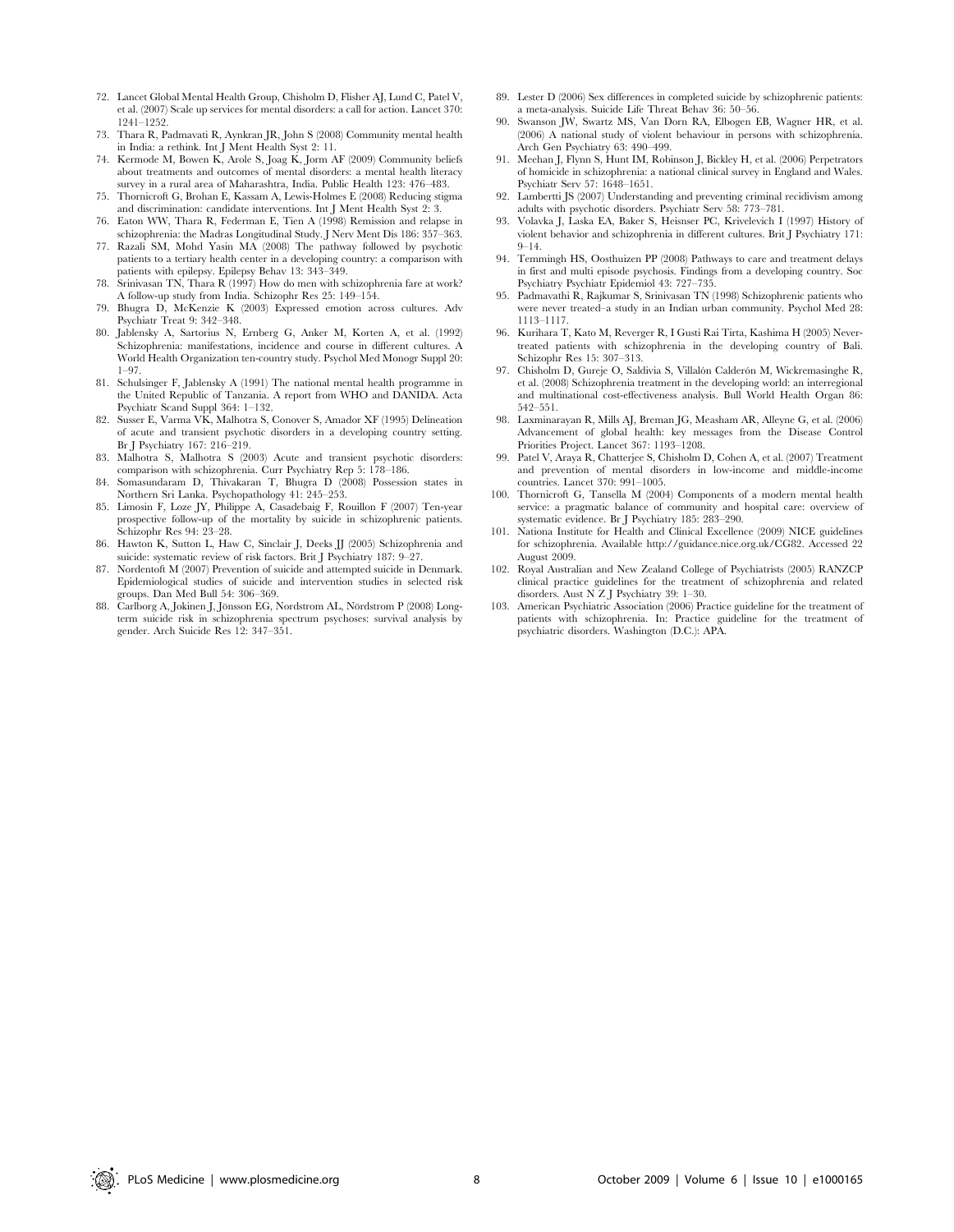72. Lancet Global Mental Health Group, Chisholm D, Flisher AJ, Lund C, Patel V, et al. (2007) Scale up services for mental disorders: a call for action. Lancet 370: 1241–1252.
73. Thara R, Padmavati R, Aynkran JR, John S (2008) Community mental health in India: a rethink. Int J Ment Health Syst 2: 11.
74. Kermode M, Bowen K, Arole S, Joag K, Jorm AF (2009) Community beliefs about treatments and outcomes of mental disorders: a mental health literacy survey in a rural area of Maharashtra, India. Public Health 123: 476–483.
75. Thornicroft G, Brohan E, Kassam A, Lewis-Holmes E (2008) Reducing stigma and discrimination: candidate interventions. Int J Ment Health Syst 2: 3.
76. Eaton WW, Thara R, Federman E, Tien A (1998) Remission and relapse in schizophrenia: the Madras Longitudinal Study. J Nerv Ment Dis 186: 357–363.
77. Razali SM, Mohd Yasin MA (2008) The pathway followed by psychotic patients to a tertiary health center in a developing country: a comparison with patients with epilepsy. Epilepsy Behav 13: 343–349.
78. Srinivasan TN, Thara R (1997) How do men with schizophrenia fare at work? A follow-up study from India. Schizophr Res 25: 149–154.
79. Bhugra D, McKenzie K (2003) Expressed emotion across cultures. Adv Psychiatr Treat 9: 342–348.
80. Jablensky A, Sartorius N, Ernberg G, Anker M, Korten A, et al. (1992) Schizophrenia: manifestations, incidence and course in different cultures. A World Health Organization ten-country study. Psychol Med Monogr Suppl 20: 1–97.
81. Schulsinger F, Jablensky A (1991) The national mental health programme in the United Republic of Tanzania. A report from WHO and DANIDA. Acta Psychiatr Scand Suppl 364: 1–132.
82. Susser E, Varma VK, Malhotra S, Conover S, Amador XF (1995) Delineation of acute and transient psychotic disorders in a developing country setting. Br J Psychiatry 167: 216–219.
83. Malhotra S, Malhotra S (2003) Acute and transient psychotic disorders: comparison with schizophrenia. Curr Psychiatry Rep 5: 178–186.
84. Somasundaram D, Thivakaran T, Bhugra D (2008) Possession states in Northern Sri Lanka. Psychopathology 41: 245–253.
85. Limosin F, Loze JY, Philippe A, Casadebaig F, Rouillon F (2007) Ten-year prospective follow-up of the mortality by suicide in schizophrenic patients. Schizophr Res 94: 23–28.
86. Hawton K, Sutton L, Haw C, Sinclair J, Deeks JJ (2005) Schizophrenia and suicide: systematic review of risk factors. Brit J Psychiatry 187: 9–27.
87. Nordentoft M (2007) Prevention of suicide and attempted suicide in Denmark. Epidemiological studies of suicide and intervention studies in selected risk groups. Dan Med Bull 54: 306–369.
88. Carlborg A, Jokinen J, Jönsson EG, Nordstrom AL, Nördstrom P (2008) Long-term suicide risk in schizophrenia spectrum psychoses: survival analysis by gender. Arch Suicide Res 12: 347–351.
89. Lester D (2006) Sex differences in completed suicide by schizophrenic patients: a meta-analysis. Suicide Life Threat Behav 36: 50–56.
90. Swanson JW, Swartz MS, Van Dorn RA, Elbogen EB, Wagner HR, et al. (2006) A national study of violent behaviour in persons with schizophrenia. Arch Gen Psychiatry 63: 490–499.
91. Meehan J, Flynn S, Hunt IM, Robinson J, Bickley H, et al. (2006) Perpetrators of homicide in schizophrenia: a national clinical survey in England and Wales. Psychiatr Serv 57: 1648–1651.
92. Lambertti JS (2007) Understanding and preventing criminal recidivism among adults with psychotic disorders. Psychiatr Serv 58: 773–781.
93. Volavka J, Laska EA, Baker S, Heisnser PC, Krivelevich I (1997) History of violent behavior and schizophrenia in different cultures. Brit J Psychiatry 171: 9–14.
94. Temmingh HS, Oosthuizen PP (2008) Pathways to care and treatment delays in first and multi episode psychosis. Findings from a developing country. Soc Psychiatry Psychiatr Epidemiol 43: 727–735.
95. Padmavathi R, Rajkumar S, Srinivasan TN (1998) Schizophrenic patients who were never treated–a study in an Indian urban community. Psychol Med 28: 1113–1117.
96. Kurihara T, Kato M, Reverger R, I Gusti Rai Tirta, Kashima H (2005) Never-treated patients with schizophrenia in the developing country of Bali. Schizophr Res 15: 307–313.
97. Chisholm D, Gureje O, Saldivia S, Villalón Calderón M, Wickremasinghe R, et al. (2008) Schizophrenia treatment in the developing world: an interregional and multinational cost-effectiveness analysis. Bull World Health Organ 86: 542–551.
98. Laxminarayan R, Mills AJ, Breman JG, Measham AR, Alleyne G, et al. (2006) Advancement of global health: key messages from the Disease Control Priorities Project. Lancet 367: 1193–1208.
99. Patel V, Araya R, Chatterjee S, Chisholm D, Cohen A, et al. (2007) Treatment and prevention of mental disorders in low-income and middle-income countries. Lancet 370: 991–1005.
100. Thornicroft G, Tansella M (2004) Components of a modern mental health service: a pragmatic balance of community and hospital care: overview of systematic evidence. Br J Psychiatry 185: 283–290.
101. Nationa Institute for Health and Clinical Excellence (2009) NICE guidelines for schizophrenia. Available http://guidance.nice.org.uk/CG82. Accessed 22 August 2009.
102. Royal Australian and New Zealand College of Psychiatrists (2005) RANZCP clinical practice guidelines for the treatment of schizophrenia and related disorders. Aust N Z J Psychiatry 39: 1–30.
103. American Psychiatric Association (2006) Practice guideline for the treatment of patients with schizophrenia. In: Practice guideline for the treatment of psychiatric disorders. Washington (D.C.): APA.